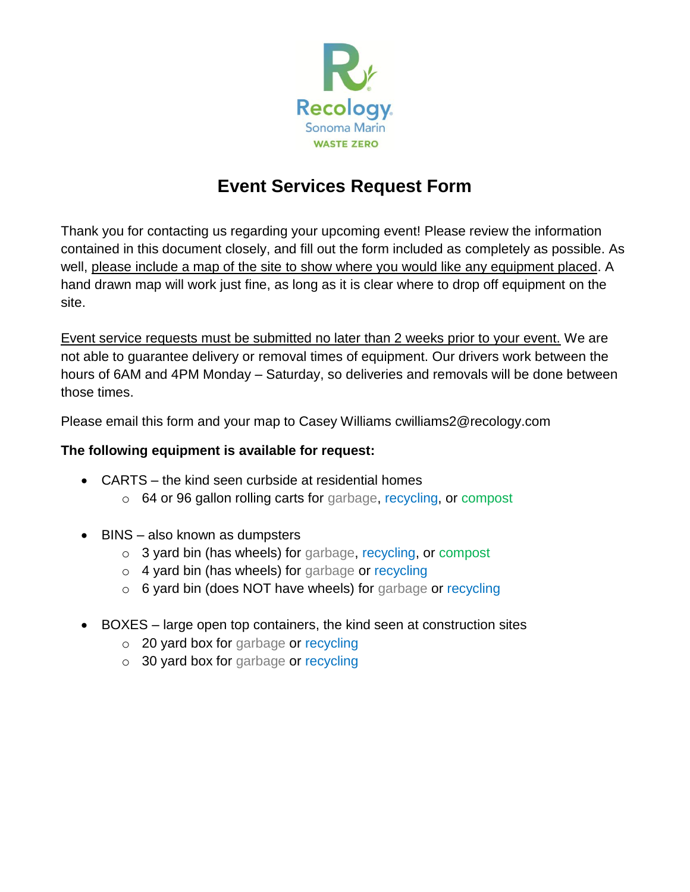Recology
Sonoma Marin
WASTE ZERO

# Event Services Request Form

Thank you for contacting us regarding your upcoming event! Please review the information contained in this document closely, and fill out the form included as completely as possible. As well, please include a map of the site to show where you would like any equipment placed. A hand drawn map will work just fine, as long as it is clear where to drop off equipment on the site.

Event service requests must be submitted no later than 2 weeks prior to your event. We are not able to guarantee delivery or removal times of equipment. Our drivers work between the hours of 6AM and 4PM Monday – Saturday, so deliveries and removals will be done between those times.

Please email this form and your map to Casey Williams cwilliams2@recology.com

**The following equipment is available for request:**

- CARTS – the kind seen curbside at residential homes
  - 64 or 96 gallon rolling carts for garbage, recycling, or compost

- BINS – also known as dumpsters
  - 3 yard bin (has wheels) for garbage, recycling, or compost
  - 4 yard bin (has wheels) for garbage or recycling
  - 6 yard bin (does NOT have wheels) for garbage or recycling

- BOXES – large open top containers, the kind seen at construction sites
  - 20 yard box for garbage or recycling
  - 30 yard box for garbage or recycling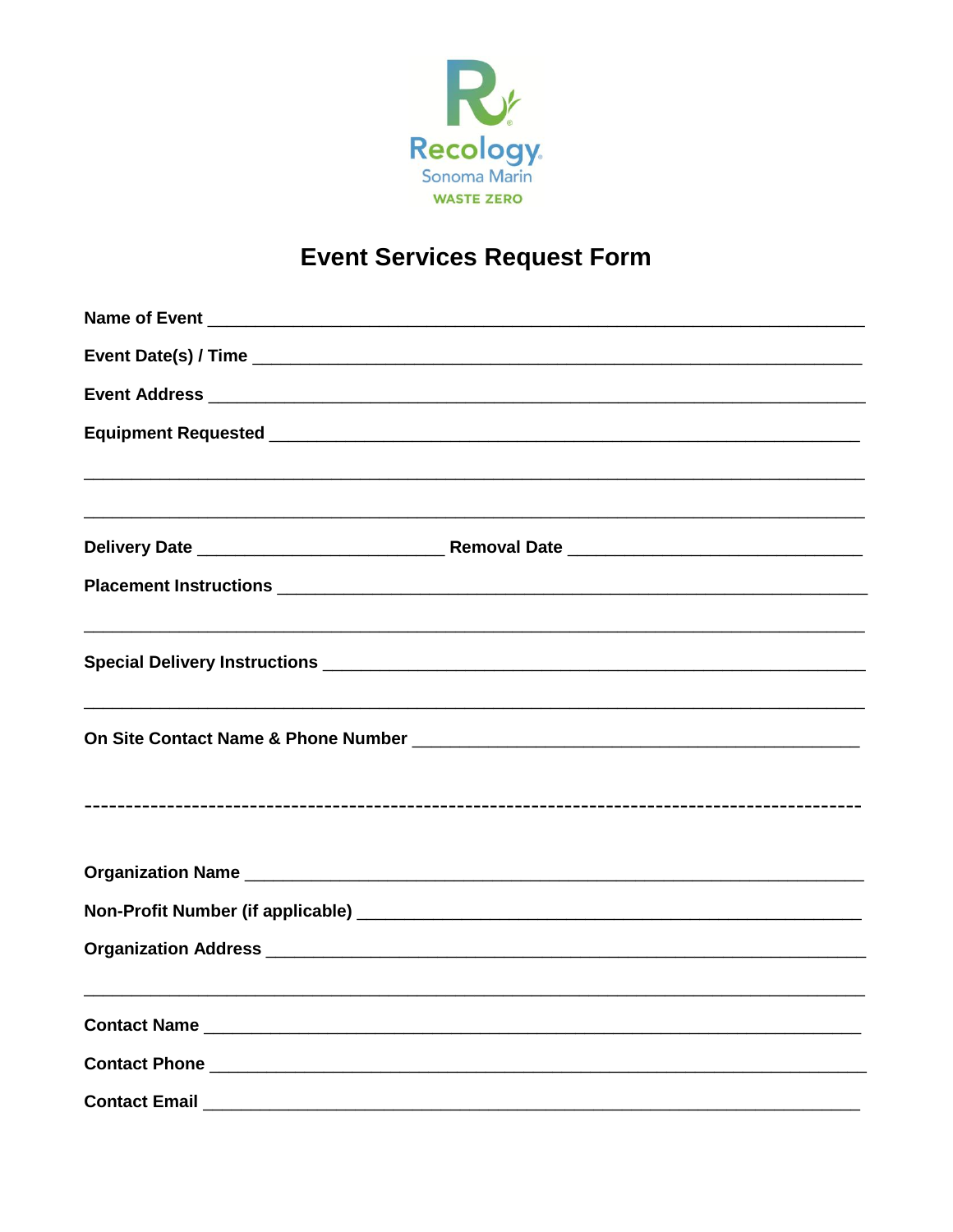Recology

Sonoma Marin

WASTE ZERO

# Event Services Request Form

**Name of Event** ______________________________________________________________

**Event Date(s) / Time** _________________________________________________________

**Event Address** _______________________________________________________________

**Equipment Requested** _________________________________________________________

_________________________________________________________________________________

_________________________________________________________________________________

**Delivery Date** _______________________ **Removal Date** ___________________________

**Placement Instructions** ________________________________________________________

_________________________________________________________________________________

**Special Delivery Instructions** __________________________________________________

_________________________________________________________________________________

**On Site Contact Name & Phone Number** ___________________________________________

---

**Organization Name** ___________________________________________________________

**Non-Profit Number (if applicable)** _______________________________________________

**Organization Address** _________________________________________________________

_________________________________________________________________________________

**Contact Name** ________________________________________________________________

**Contact Phone** _______________________________________________________________

**Contact Email** ________________________________________________________________